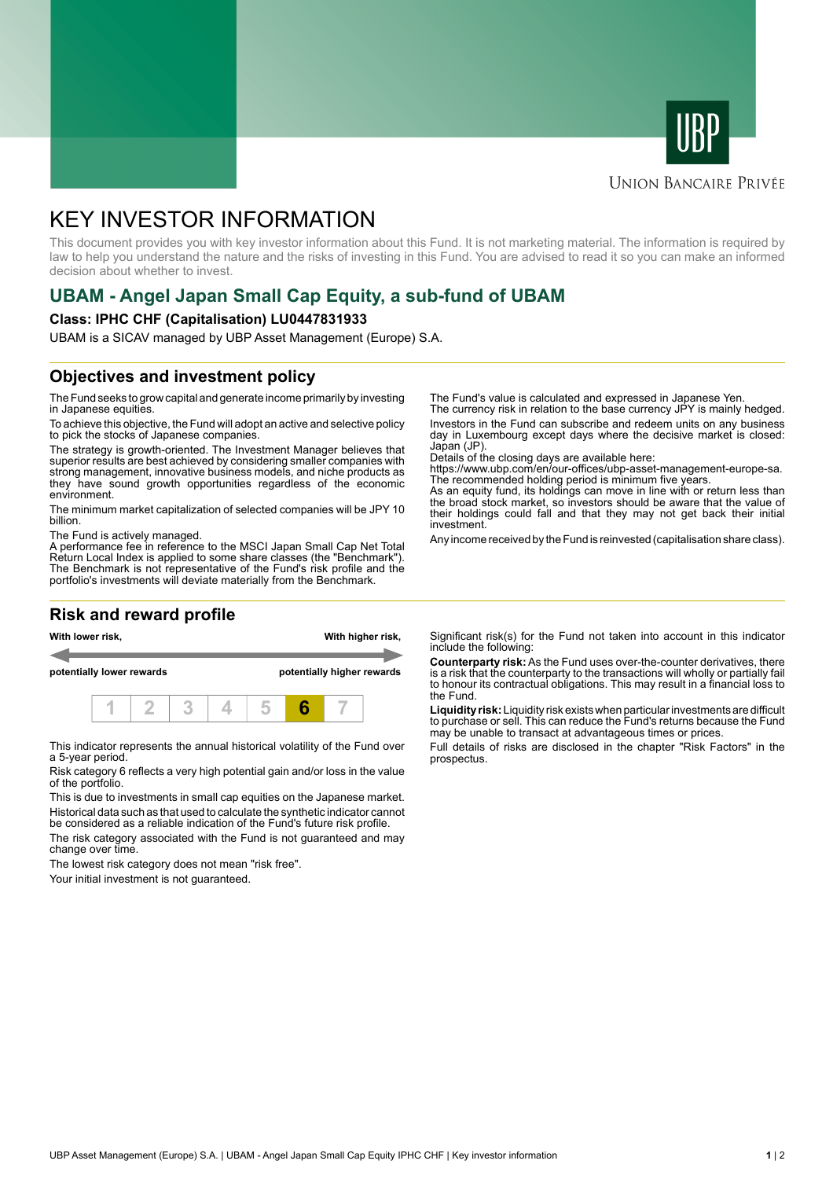# KEY INVESTOR INFORMATION

This document provides you with key investor information about this Fund. It is not marketing material. The information is required by law to help you understand the nature and the risks of investing in this Fund. You are advised to read it so you can make an informed decision about whether to invest.

## UBAM - Angel Japan Small Cap Equity, a sub-fund of UBAM

**Class: IPHC CHF (Capitalisation) LU0447831933**

UBAM is a SICAV managed by UBP Asset Management (Europe) S.A.

## Objectives and investment policy

The Fund seeks to grow capital and generate income primarily by investing in Japanese equities.

To achieve this objective, the Fund will adopt an active and selective policy to pick the stocks of Japanese companies.

The strategy is growth-oriented. The Investment Manager believes that superior results are best achieved by considering smaller companies with strong management, innovative business models, and niche products as they have sound growth opportunities regardless of the economic environment.

The minimum market capitalization of selected companies will be JPY 10 billion.

The Fund is actively managed.
A performance fee in reference to the MSCI Japan Small Cap Net Total Return Local Index is applied to some share classes (the "Benchmark"). The Benchmark is not representative of the Fund's risk profile and the portfolio's investments will deviate materially from the Benchmark.

The Fund's value is calculated and expressed in Japanese Yen.
The currency risk in relation to the base currency JPY is mainly hedged.

Investors in the Fund can subscribe and redeem units on any business day in Luxembourg except days where the decisive market is closed: Japan (JP).
Details of the closing days are available here:
https://www.ubp.com/en/our-offices/ubp-asset-management-europe-sa.
The recommended holding period is minimum five years.
As an equity fund, its holdings can move in line with or return less than the broad stock market, so investors should be aware that the value of their holdings could fall and that they may not get back their initial investment.

Any income received by the Fund is reinvested (capitalisation share class).

## Risk and reward profile

**With lower risk,** **potentially lower rewards** — **With higher risk,** **potentially higher rewards**

| 1 | 2 | 3 | 4 | 5 | **6** | 7 |
|---|---|---|---|---|---|---|

This indicator represents the annual historical volatility of the Fund over a 5-year period.

Risk category 6 reflects a very high potential gain and/or loss in the value of the portfolio.

This is due to investments in small cap equities on the Japanese market.

Historical data such as that used to calculate the synthetic indicator cannot be considered as a reliable indication of the Fund's future risk profile.

The risk category associated with the Fund is not guaranteed and may change over time.

The lowest risk category does not mean "risk free".

Your initial investment is not guaranteed.

Significant risk(s) for the Fund not taken into account in this indicator include the following:

**Counterparty risk:** As the Fund uses over-the-counter derivatives, there is a risk that the counterparty to the transactions will wholly or partially fail to honour its contractual obligations. This may result in a financial loss to the Fund.

**Liquidity risk:** Liquidity risk exists when particular investments are difficult to purchase or sell. This can reduce the Fund's returns because the Fund may be unable to transact at advantageous times or prices.

Full details of risks are disclosed in the chapter "Risk Factors" in the prospectus.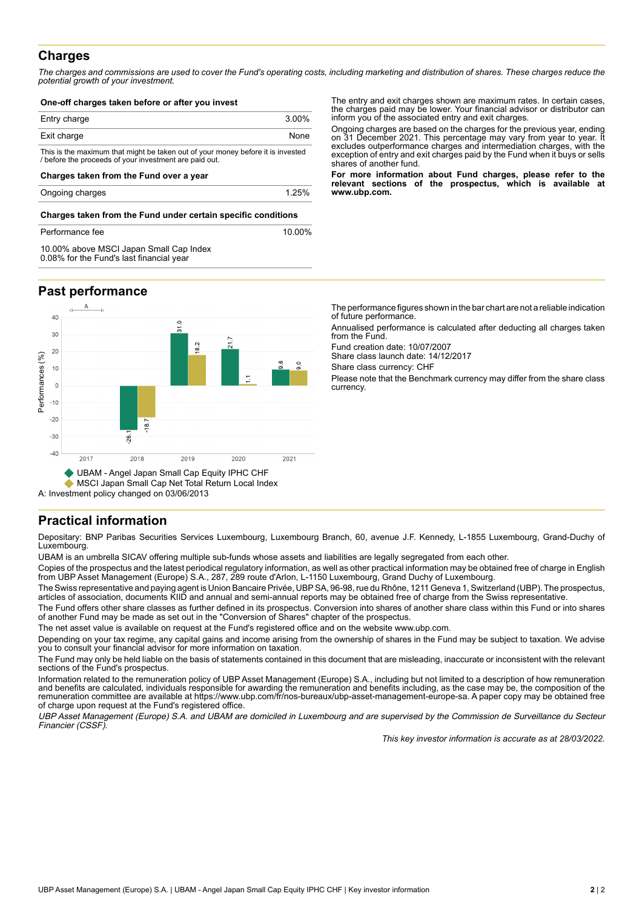## Charges

*The charges and commissions are used to cover the Fund's operating costs, including marketing and distribution of shares. These charges reduce the potential growth of your investment.*

| One-off charges taken before or after you invest | |
|---|---|
| Entry charge | 3.00% |
| Exit charge | None |

This is the maximum that might be taken out of your money before it is invested / before the proceeds of your investment are paid out.

| Charges taken from the Fund over a year | |
|---|---|
| Ongoing charges | 1.25% |

| Charges taken from the Fund under certain specific conditions | |
|---|---|
| Performance fee | 10.00% |

10.00% above MSCI Japan Small Cap Index
0.08% for the Fund's last financial year

The entry and exit charges shown are maximum rates. In certain cases, the charges paid may be lower. Your financial advisor or distributor can inform you of the associated entry and exit charges.

Ongoing charges are based on the charges for the previous year, ending on 31 December 2021. This percentage may vary from year to year. It excludes outperformance charges and intermediation charges, with the exception of entry and exit charges paid by the Fund when it buys or sells shares of another fund.

**For more information about Fund charges, please refer to the relevant sections of the prospectus, which is available at www.ubp.com.**

## Past performance

A

Performances (%)

40
30
20
10
0
-10
-20
-30
-40

2017 2018 2019 2020 2021

-26.1 -18.7
31.0 18.2
21.7 1.1
9.6 9.0

UBAM - Angel Japan Small Cap Equity IPHC CHF
MSCI Japan Small Cap Net Total Return Local Index

A: Investment policy changed on 03/06/2013

The performance figures shown in the bar chart are not a reliable indication of future performance.

Annualised performance is calculated after deducting all charges taken from the Fund.

Fund creation date: 10/07/2007

Share class launch date: 14/12/2017

Share class currency: CHF

Please note that the Benchmark currency may differ from the share class currency.

## Practical information

Depositary: BNP Paribas Securities Services Luxembourg, Luxembourg Branch, 60, avenue J.F. Kennedy, L-1855 Luxembourg, Grand-Duchy of Luxembourg.

UBAM is an umbrella SICAV offering multiple sub-funds whose assets and liabilities are legally segregated from each other.

Copies of the prospectus and the latest periodical regulatory information, as well as other practical information may be obtained free of charge in English from UBP Asset Management (Europe) S.A., 287, 289 route d'Arlon, L-1150 Luxembourg, Grand Duchy of Luxembourg.

The Swiss representative and paying agent is Union Bancaire Privée, UBP SA, 96-98, rue du Rhône, 1211 Geneva 1, Switzerland (UBP). The prospectus, articles of association, documents KIID and annual and semi-annual reports may be obtained free of charge from the Swiss representative.

The Fund offers other share classes as further defined in its prospectus. Conversion into shares of another share class within this Fund or into shares of another Fund may be made as set out in the "Conversion of Shares" chapter of the prospectus.

The net asset value is available on request at the Fund's registered office and on the website www.ubp.com.

Depending on your tax regime, any capital gains and income arising from the ownership of shares in the Fund may be subject to taxation. We advise you to consult your financial advisor for more information on taxation.

The Fund may only be held liable on the basis of statements contained in this document that are misleading, inaccurate or inconsistent with the relevant sections of the Fund's prospectus.

Information related to the remuneration policy of UBP Asset Management (Europe) S.A., including but not limited to a description of how remuneration and benefits are calculated, individuals responsible for awarding the remuneration and benefits including, as the case may be, the composition of the remuneration committee are available at https://www.ubp.com/fr/nos-bureaux/ubp-asset-management-europe-sa. A paper copy may be obtained free of charge upon request at the Fund's registered office.

*UBP Asset Management (Europe) S.A. and UBAM are domiciled in Luxembourg and are supervised by the Commission de Surveillance du Secteur Financier (CSSF).*

*This key investor information is accurate as at 28/03/2022.*